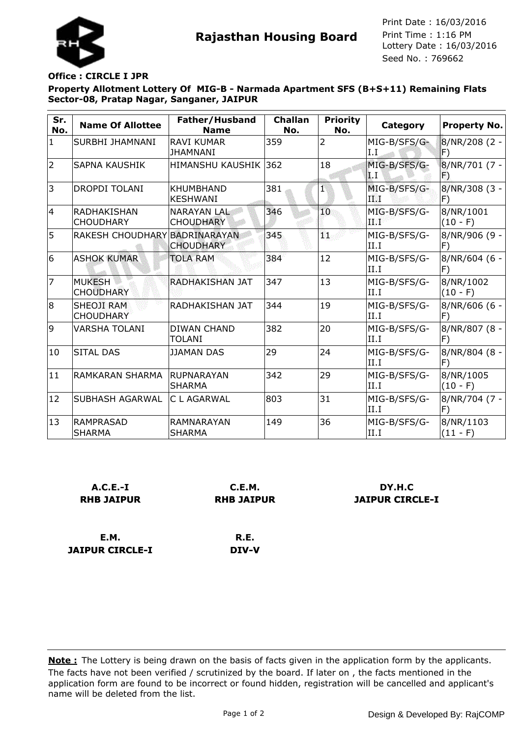# Rajasthan Housing Board

Print Date : 16/03/2016
Print Time : 1:16 PM
Lottery Date : 16/03/2016
Seed No. : 769662

**Office : CIRCLE I JPR**

**Property Allotment Lottery Of MIG-B - Narmada Apartment SFS (B+S+11) Remaining Flats Sector-08, Pratap Nagar, Sanganer, JAIPUR**

| Sr. No. | Name Of Allottee | Father/Husband Name | Challan No. | Priority No. | Category | Property No. |
|---|---|---|---|---|---|---|
| 1 | SURBHI JHAMNANI | RAVI KUMAR JHAMNANI | 359 | 2 | MIG-B/SFS/G-I.I | 8/NR/208 (2 - F) |
| 2 | SAPNA KAUSHIK | HIMANSHU KAUSHIK | 362 | 18 | MIG-B/SFS/G-I.I | 8/NR/701 (7 - F) |
| 3 | DROPDI TOLANI | KHUMBHAND KESHWANI | 381 | 1 | MIG-B/SFS/G-II.I | 8/NR/308 (3 - F) |
| 4 | RADHAKISHAN CHOUDHARY | NARAYAN LAL CHOUDHARY | 346 | 10 | MIG-B/SFS/G-II.I | 8/NR/1001 (10 - F) |
| 5 | RAKESH CHOUDHARY | BADRINARAYAN CHOUDHARY | 345 | 11 | MIG-B/SFS/G-II.I | 8/NR/906 (9 - F) |
| 6 | ASHOK KUMAR | TOLA RAM | 384 | 12 | MIG-B/SFS/G-II.I | 8/NR/604 (6 - F) |
| 7 | MUKESH CHOUDHARY | RADHAKISHAN JAT | 347 | 13 | MIG-B/SFS/G-II.I | 8/NR/1002 (10 - F) |
| 8 | SHEOJI RAM CHOUDHARY | RADHAKISHAN JAT | 344 | 19 | MIG-B/SFS/G-II.I | 8/NR/606 (6 - F) |
| 9 | VARSHA TOLANI | DIWAN CHAND TOLANI | 382 | 20 | MIG-B/SFS/G-II.I | 8/NR/807 (8 - F) |
| 10 | SITAL DAS | JJAMAN DAS | 29 | 24 | MIG-B/SFS/G-II.I | 8/NR/804 (8 - F) |
| 11 | RAMKARAN SHARMA | RUPNARAYAN SHARMA | 342 | 29 | MIG-B/SFS/G-II.I | 8/NR/1005 (10 - F) |
| 12 | SUBHASH AGARWAL | C L AGARWAL | 803 | 31 | MIG-B/SFS/G-II.I | 8/NR/704 (7 - F) |
| 13 | RAMPRASAD SHARMA | RAMNARAYAN SHARMA | 149 | 36 | MIG-B/SFS/G-II.I | 8/NR/1103 (11 - F) |

**A.C.E.-I**
**RHB JAIPUR**

**C.E.M.**
**RHB JAIPUR**

**DY.H.C**
**JAIPUR CIRCLE-I**

**E.M.**
**JAIPUR CIRCLE-I**

**R.E.**
**DIV-V**

**Note :** The Lottery is being drawn on the basis of facts given in the application form by the applicants. The facts have not been verified / scrutinized by the board. If later on , the facts mentioned in the application form are found to be incorrect or found hidden, registration will be cancelled and applicant's name will be deleted from the list.

Design & Developed By: RajCOMP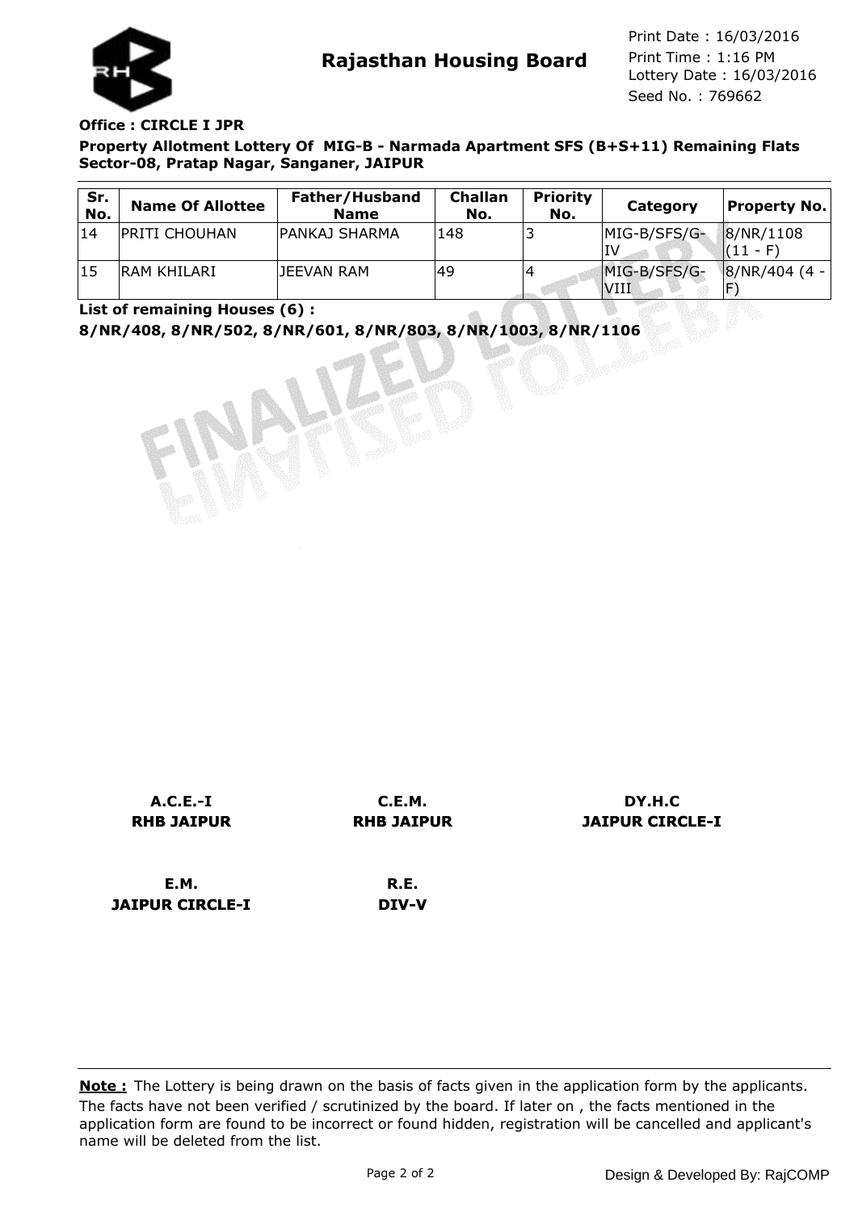**Rajasthan Housing Board**

Print Date : 16/03/2016
Print Time : 1:16 PM
Lottery Date : 16/03/2016
Seed No. : 769662

**Office : CIRCLE I JPR**

**Property Allotment Lottery Of MIG-B - Narmada Apartment SFS (B+S+11) Remaining Flats Sector-08, Pratap Nagar, Sanganer, JAIPUR**

| Sr. No. | Name Of Allottee | Father/Husband Name | Challan No. | Priority No. | Category | Property No. |
|---|---|---|---|---|---|---|
| 14 | PRITI CHOUHAN | PANKAJ SHARMA | 148 | 3 | MIG-B/SFS/G-IV | 8/NR/1108 (11 - F) |
| 15 | RAM KHILARI | JEEVAN RAM | 49 | 4 | MIG-B/SFS/G-VIII | 8/NR/404 (4 - F) |

**List of remaining Houses (6) :**

**8/NR/408, 8/NR/502, 8/NR/601, 8/NR/803, 8/NR/1003, 8/NR/1106**

FINALIZED LOTTERY

**A.C.E.-I**
**RHB JAIPUR**

**C.E.M.**
**RHB JAIPUR**

**DY.H.C**
**JAIPUR CIRCLE-I**

**E.M.**
**JAIPUR CIRCLE-I**

**R.E.**
**DIV-V**

**Note :** The Lottery is being drawn on the basis of facts given in the application form by the applicants. The facts have not been verified / scrutinized by the board. If later on , the facts mentioned in the application form are found to be incorrect or found hidden, registration will be cancelled and applicant's name will be deleted from the list.

Design & Developed By: RajCOMP